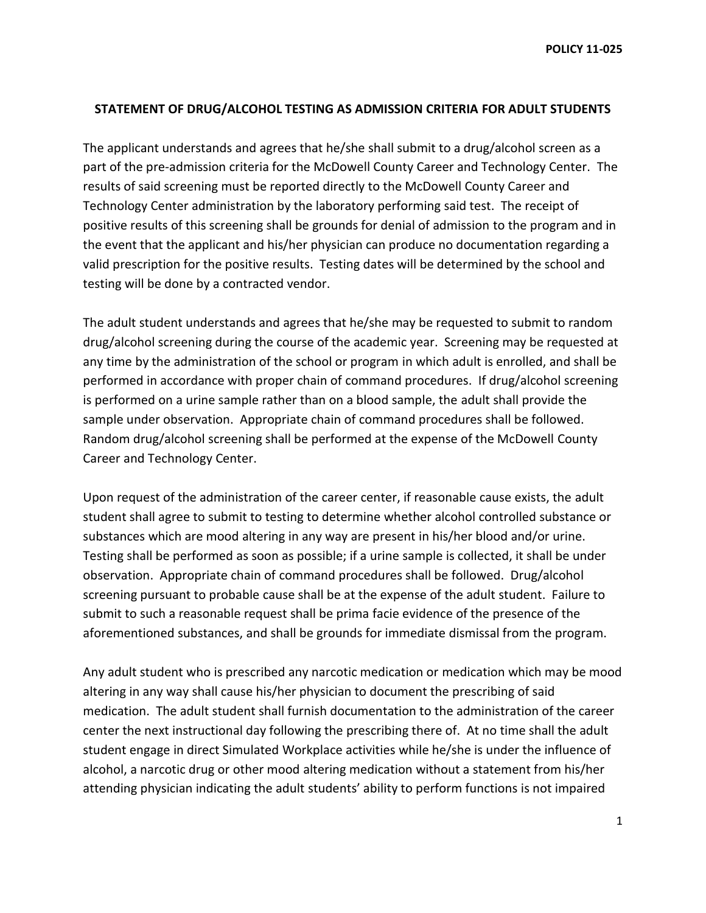POLICY 11-025

## STATEMENT OF DRUG/ALCOHOL TESTING AS ADMISSION CRITERIA FOR ADULT STUDENTS

The applicant understands and agrees that he/she shall submit to a drug/alcohol screen as a part of the pre-admission criteria for the McDowell County Career and Technology Center. The results of said screening must be reported directly to the McDowell County Career and Technology Center administration by the laboratory performing said test. The receipt of positive results of this screening shall be grounds for denial of admission to the program and in the event that the applicant and his/her physician can produce no documentation regarding a valid prescription for the positive results. Testing dates will be determined by the school and testing will be done by a contracted vendor.

The adult student understands and agrees that he/she may be requested to submit to random drug/alcohol screening during the course of the academic year. Screening may be requested at any time by the administration of the school or program in which adult is enrolled, and shall be performed in accordance with proper chain of command procedures. If drug/alcohol screening is performed on a urine sample rather than on a blood sample, the adult shall provide the sample under observation. Appropriate chain of command procedures shall be followed. Random drug/alcohol screening shall be performed at the expense of the McDowell County Career and Technology Center.

Upon request of the administration of the career center, if reasonable cause exists, the adult student shall agree to submit to testing to determine whether alcohol controlled substance or substances which are mood altering in any way are present in his/her blood and/or urine. Testing shall be performed as soon as possible; if a urine sample is collected, it shall be under observation. Appropriate chain of command procedures shall be followed. Drug/alcohol screening pursuant to probable cause shall be at the expense of the adult student. Failure to submit to such a reasonable request shall be prima facie evidence of the presence of the aforementioned substances, and shall be grounds for immediate dismissal from the program.

Any adult student who is prescribed any narcotic medication or medication which may be mood altering in any way shall cause his/her physician to document the prescribing of said medication. The adult student shall furnish documentation to the administration of the career center the next instructional day following the prescribing there of. At no time shall the adult student engage in direct Simulated Workplace activities while he/she is under the influence of alcohol, a narcotic drug or other mood altering medication without a statement from his/her attending physician indicating the adult students' ability to perform functions is not impaired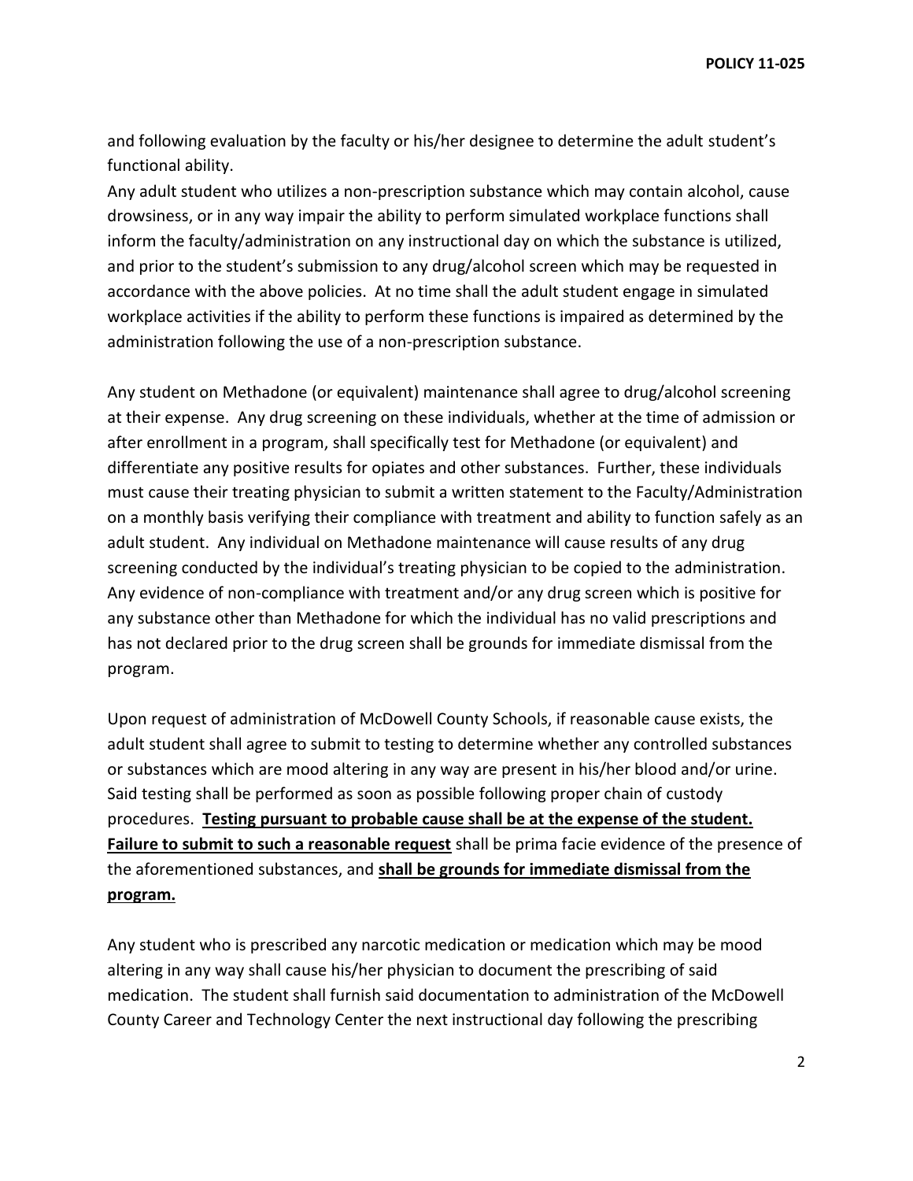and following evaluation by the faculty or his/her designee to determine the adult student's functional ability.

Any adult student who utilizes a non-prescription substance which may contain alcohol, cause drowsiness, or in any way impair the ability to perform simulated workplace functions shall inform the faculty/administration on any instructional day on which the substance is utilized, and prior to the student's submission to any drug/alcohol screen which may be requested in accordance with the above policies. At no time shall the adult student engage in simulated workplace activities if the ability to perform these functions is impaired as determined by the administration following the use of a non-prescription substance.

Any student on Methadone (or equivalent) maintenance shall agree to drug/alcohol screening at their expense. Any drug screening on these individuals, whether at the time of admission or after enrollment in a program, shall specifically test for Methadone (or equivalent) and differentiate any positive results for opiates and other substances. Further, these individuals must cause their treating physician to submit a written statement to the Faculty/Administration on a monthly basis verifying their compliance with treatment and ability to function safely as an adult student. Any individual on Methadone maintenance will cause results of any drug screening conducted by the individual's treating physician to be copied to the administration. Any evidence of non-compliance with treatment and/or any drug screen which is positive for any substance other than Methadone for which the individual has no valid prescriptions and has not declared prior to the drug screen shall be grounds for immediate dismissal from the program.

Upon request of administration of McDowell County Schools, if reasonable cause exists, the adult student shall agree to submit to testing to determine whether any controlled substances or substances which are mood altering in any way are present in his/her blood and/or urine. Said testing shall be performed as soon as possible following proper chain of custody procedures. **Testing pursuant to probable cause shall be at the expense of the student. Failure to submit to such a reasonable request** shall be prima facie evidence of the presence of the aforementioned substances, and **shall be grounds for immediate dismissal from the program.**

Any student who is prescribed any narcotic medication or medication which may be mood altering in any way shall cause his/her physician to document the prescribing of said medication. The student shall furnish said documentation to administration of the McDowell County Career and Technology Center the next instructional day following the prescribing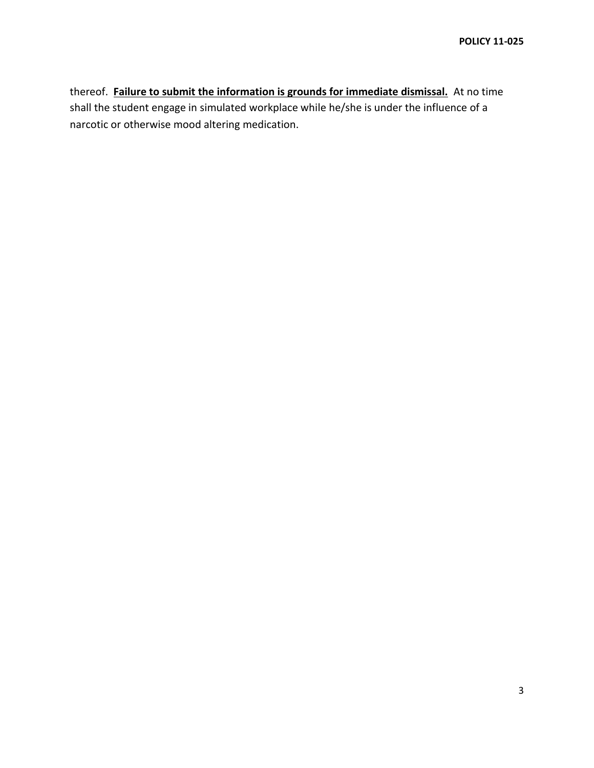thereof. **Failure to submit the information is grounds for immediate dismissal.** At no time shall the student engage in simulated workplace while he/she is under the influence of a narcotic or otherwise mood altering medication.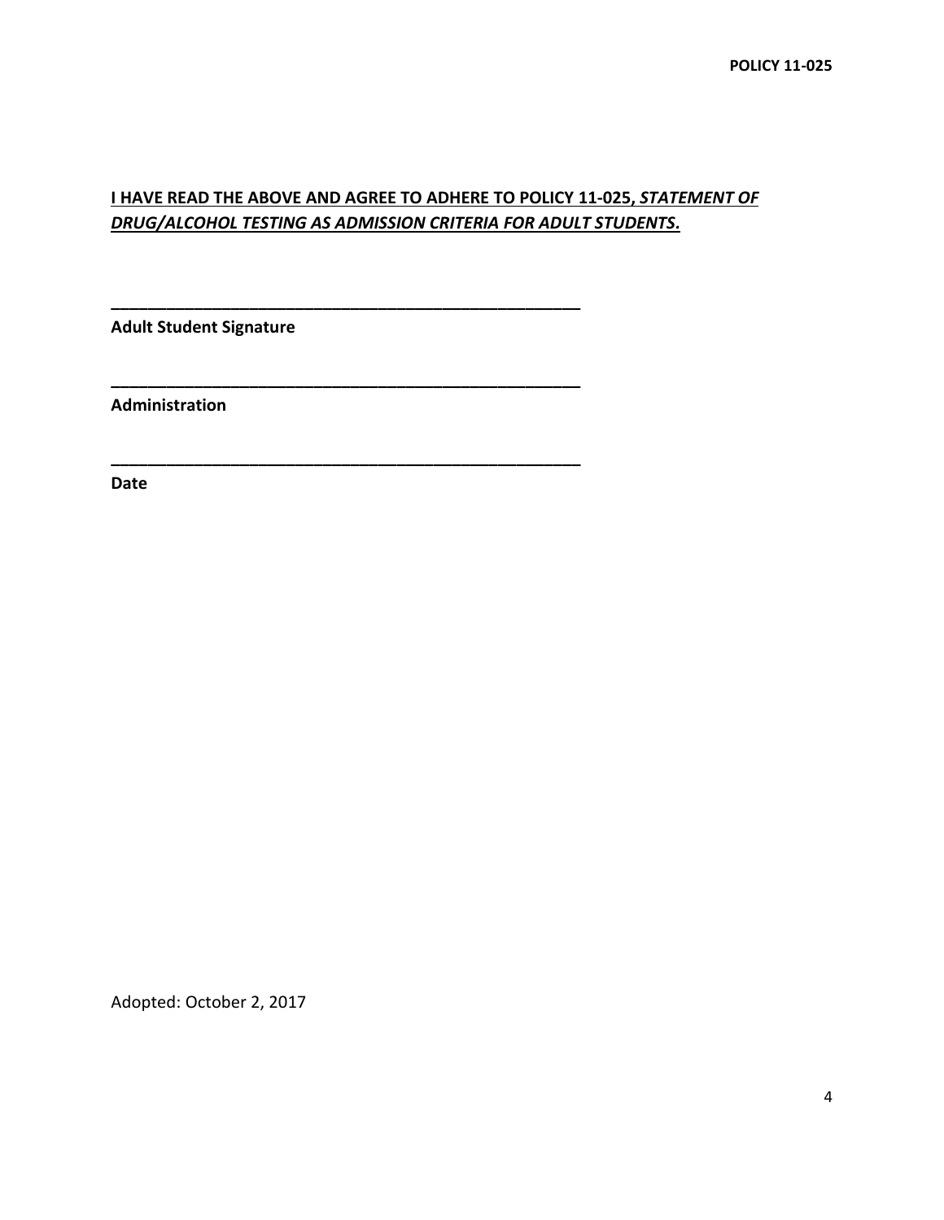**I HAVE READ THE ABOVE AND AGREE TO ADHERE TO POLICY 11-025, *STATEMENT OF DRUG/ALCOHOL TESTING AS ADMISSION CRITERIA FOR ADULT STUDENTS*.**

______________________________________________________
**Adult Student Signature**

______________________________________________________
**Administration**

______________________________________________________
**Date**

Adopted: October 2, 2017